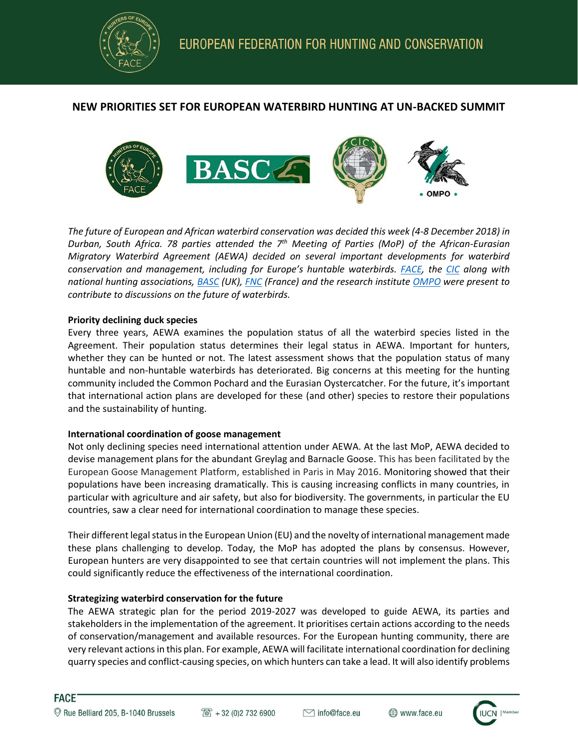EUROPEAN FEDERATION FOR HUNTING AND CONSERVATION

# NEW PRIORITIES SET FOR EUROPEAN WATERBIRD HUNTING AT UN-BACKED SUMMIT

*The future of European and African waterbird conservation was decided this week (4-8 December 2018) in Durban, South Africa. 78 parties attended the 7th Meeting of Parties (MoP) of the African-Eurasian Migratory Waterbird Agreement (AEWA) decided on several important developments for waterbird conservation and management, including for Europe's huntable waterbirds. FACE, the CIC along with national hunting associations, BASC (UK), FNC (France) and the research institute OMPO were present to contribute to discussions on the future of waterbirds.*

**Priority declining duck species**

Every three years, AEWA examines the population status of all the waterbird species listed in the Agreement. Their population status determines their legal status in AEWA. Important for hunters, whether they can be hunted or not. The latest assessment shows that the population status of many huntable and non-huntable waterbirds has deteriorated. Big concerns at this meeting for the hunting community included the Common Pochard and the Eurasian Oystercatcher. For the future, it's important that international action plans are developed for these (and other) species to restore their populations and the sustainability of hunting.

**International coordination of goose management**

Not only declining species need international attention under AEWA. At the last MoP, AEWA decided to devise management plans for the abundant Greylag and Barnacle Goose. This has been facilitated by the European Goose Management Platform, established in Paris in May 2016. Monitoring showed that their populations have been increasing dramatically. This is causing increasing conflicts in many countries, in particular with agriculture and air safety, but also for biodiversity. The governments, in particular the EU countries, saw a clear need for international coordination to manage these species.

Their different legal status in the European Union (EU) and the novelty of international management made these plans challenging to develop. Today, the MoP has adopted the plans by consensus. However, European hunters are very disappointed to see that certain countries will not implement the plans. This could significantly reduce the effectiveness of the international coordination.

**Strategizing waterbird conservation for the future**

The AEWA strategic plan for the period 2019-2027 was developed to guide AEWA, its parties and stakeholders in the implementation of the agreement. It prioritises certain actions according to the needs of conservation/management and available resources. For the European hunting community, there are very relevant actions in this plan. For example, AEWA will facilitate international coordination for declining quarry species and conflict-causing species, on which hunters can take a lead. It will also identify problems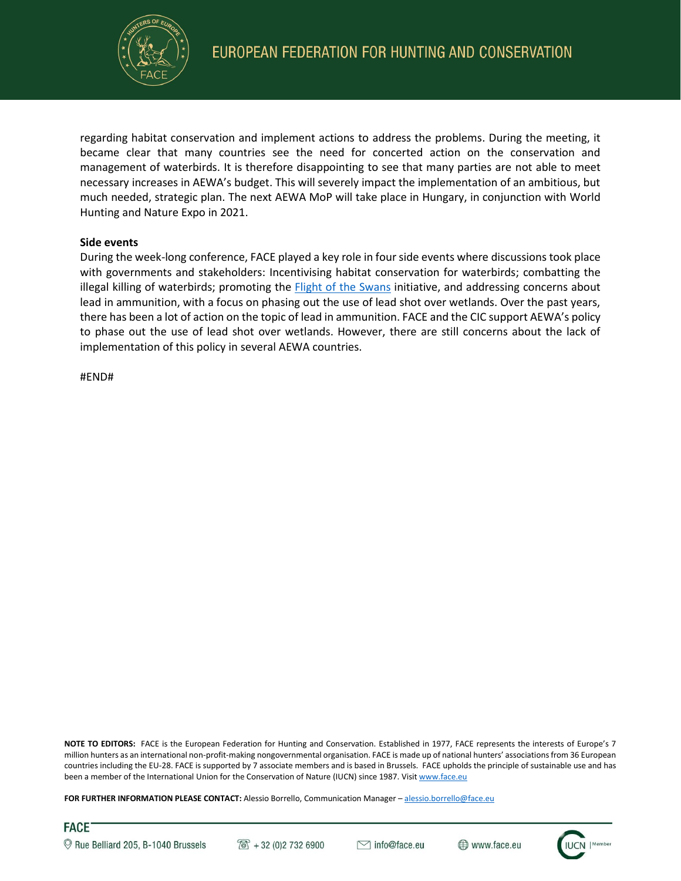regarding habitat conservation and implement actions to address the problems. During the meeting, it became clear that many countries see the need for concerted action on the conservation and management of waterbirds. It is therefore disappointing to see that many parties are not able to meet necessary increases in AEWA's budget. This will severely impact the implementation of an ambitious, but much needed, strategic plan. The next AEWA MoP will take place in Hungary, in conjunction with World Hunting and Nature Expo in 2021.

**Side events**

During the week-long conference, FACE played a key role in four side events where discussions took place with governments and stakeholders: Incentivising habitat conservation for waterbirds; combatting the illegal killing of waterbirds; promoting the Flight of the Swans initiative, and addressing concerns about lead in ammunition, with a focus on phasing out the use of lead shot over wetlands. Over the past years, there has been a lot of action on the topic of lead in ammunition. FACE and the CIC support AEWA's policy to phase out the use of lead shot over wetlands. However, there are still concerns about the lack of implementation of this policy in several AEWA countries.

#END#

**NOTE TO EDITORS:** FACE is the European Federation for Hunting and Conservation. Established in 1977, FACE represents the interests of Europe's 7 million hunters as an international non-profit-making nongovernmental organisation. FACE is made up of national hunters' associations from 36 European countries including the EU-28. FACE is supported by 7 associate members and is based in Brussels. FACE upholds the principle of sustainable use and has been a member of the International Union for the Conservation of Nature (IUCN) since 1987. Visit www.face.eu

**FOR FURTHER INFORMATION PLEASE CONTACT:** Alessio Borrello, Communication Manager – alessio.borrello@face.eu